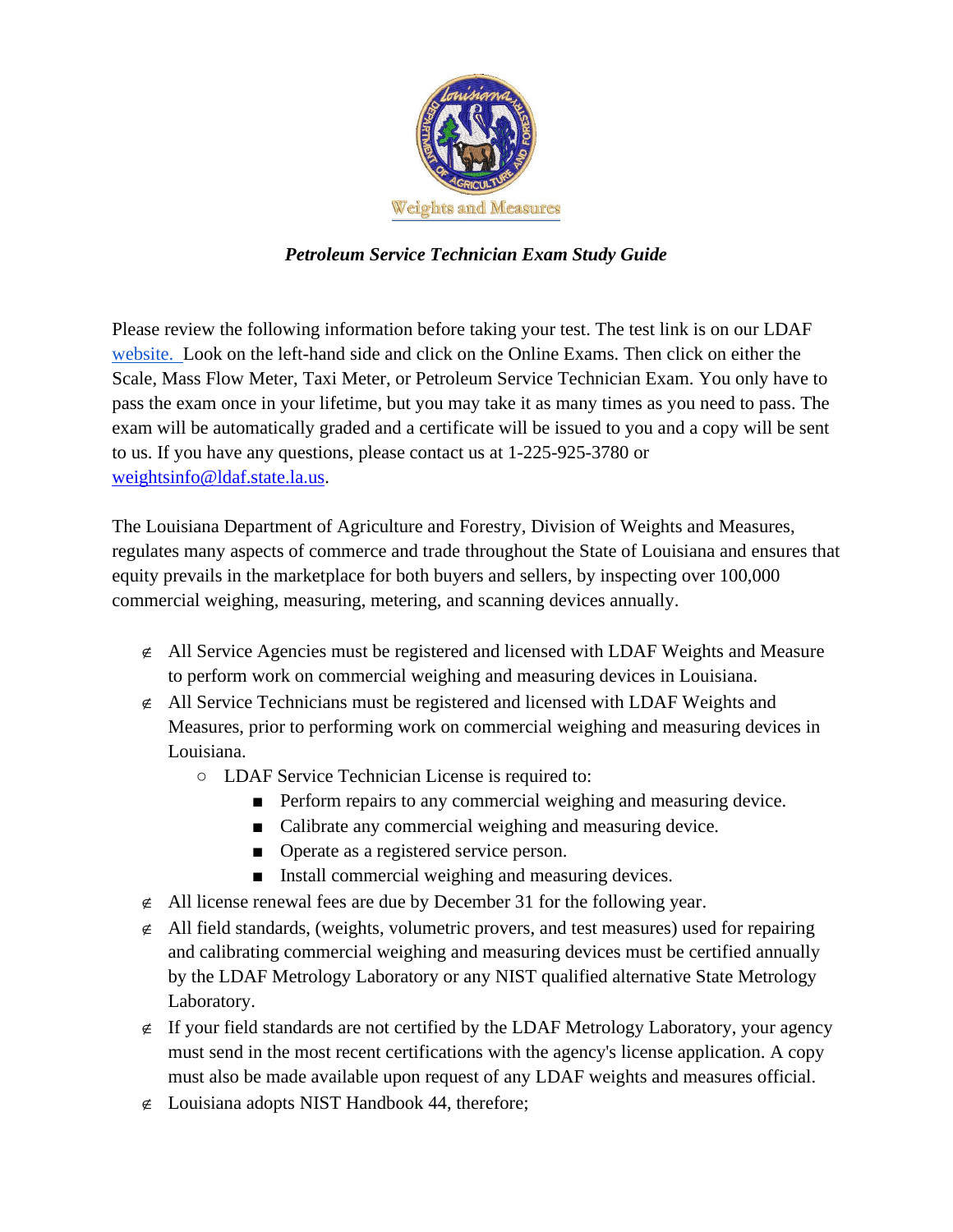Weights and Measures

*Petroleum Service Technician Exam Study Guide*

Please review the following information before taking your test. The test link is on our LDAF [website.](website) Look on the left-hand side and click on the Online Exams. Then click on either the Scale, Mass Flow Meter, Taxi Meter, or Petroleum Service Technician Exam. You only have to pass the exam once in your lifetime, but you may take it as many times as you need to pass. The exam will be automatically graded and a certificate will be issued to you and a copy will be sent to us. If you have any questions, please contact us at 1-225-925-3780 or weightsinfo@ldaf.state.la.us.

The Louisiana Department of Agriculture and Forestry, Division of Weights and Measures, regulates many aspects of commerce and trade throughout the State of Louisiana and ensures that equity prevails in the marketplace for both buyers and sellers, by inspecting over 100,000 commercial weighing, measuring, metering, and scanning devices annually.

- All Service Agencies must be registered and licensed with LDAF Weights and Measure to perform work on commercial weighing and measuring devices in Louisiana.
- All Service Technicians must be registered and licensed with LDAF Weights and Measures, prior to performing work on commercial weighing and measuring devices in Louisiana.
  - LDAF Service Technician License is required to:
    - Perform repairs to any commercial weighing and measuring device.
    - Calibrate any commercial weighing and measuring device.
    - Operate as a registered service person.
    - Install commercial weighing and measuring devices.
- All license renewal fees are due by December 31 for the following year.
- All field standards, (weights, volumetric provers, and test measures) used for repairing and calibrating commercial weighing and measuring devices must be certified annually by the LDAF Metrology Laboratory or any NIST qualified alternative State Metrology Laboratory.
- If your field standards are not certified by the LDAF Metrology Laboratory, your agency must send in the most recent certifications with the agency's license application. A copy must also be made available upon request of any LDAF weights and measures official.
- Louisiana adopts NIST Handbook 44, therefore;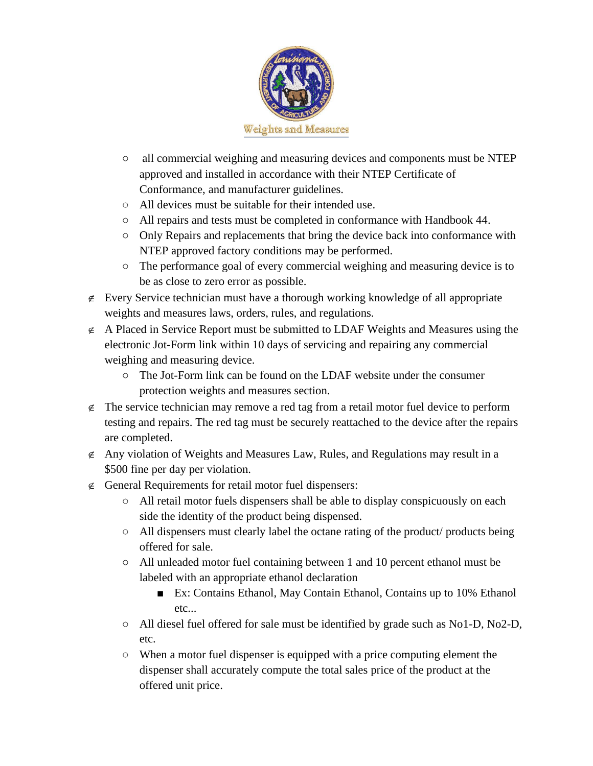- all commercial weighing and measuring devices and components must be NTEP approved and installed in accordance with their NTEP Certificate of Conformance, and manufacturer guidelines.
- All devices must be suitable for their intended use.
- All repairs and tests must be completed in conformance with Handbook 44.
- Only Repairs and replacements that bring the device back into conformance with NTEP approved factory conditions may be performed.
- The performance goal of every commercial weighing and measuring device is to be as close to zero error as possible.

- Every Service technician must have a thorough working knowledge of all appropriate weights and measures laws, orders, rules, and regulations.
- A Placed in Service Report must be submitted to LDAF Weights and Measures using the electronic Jot-Form link within 10 days of servicing and repairing any commercial weighing and measuring device.
  - The Jot-Form link can be found on the LDAF website under the consumer protection weights and measures section.
- The service technician may remove a red tag from a retail motor fuel device to perform testing and repairs. The red tag must be securely reattached to the device after the repairs are completed.
- Any violation of Weights and Measures Law, Rules, and Regulations may result in a $500 fine per day per violation.
- General Requirements for retail motor fuel dispensers:
  - All retail motor fuels dispensers shall be able to display conspicuously on each side the identity of the product being dispensed.
  - All dispensers must clearly label the octane rating of the product/ products being offered for sale.
  - All unleaded motor fuel containing between 1 and 10 percent ethanol must be labeled with an appropriate ethanol declaration
    - Ex: Contains Ethanol, May Contain Ethanol, Contains up to 10% Ethanol etc...
  - All diesel fuel offered for sale must be identified by grade such as No1-D, No2-D, etc.
  - When a motor fuel dispenser is equipped with a price computing element the dispenser shall accurately compute the total sales price of the product at the offered unit price.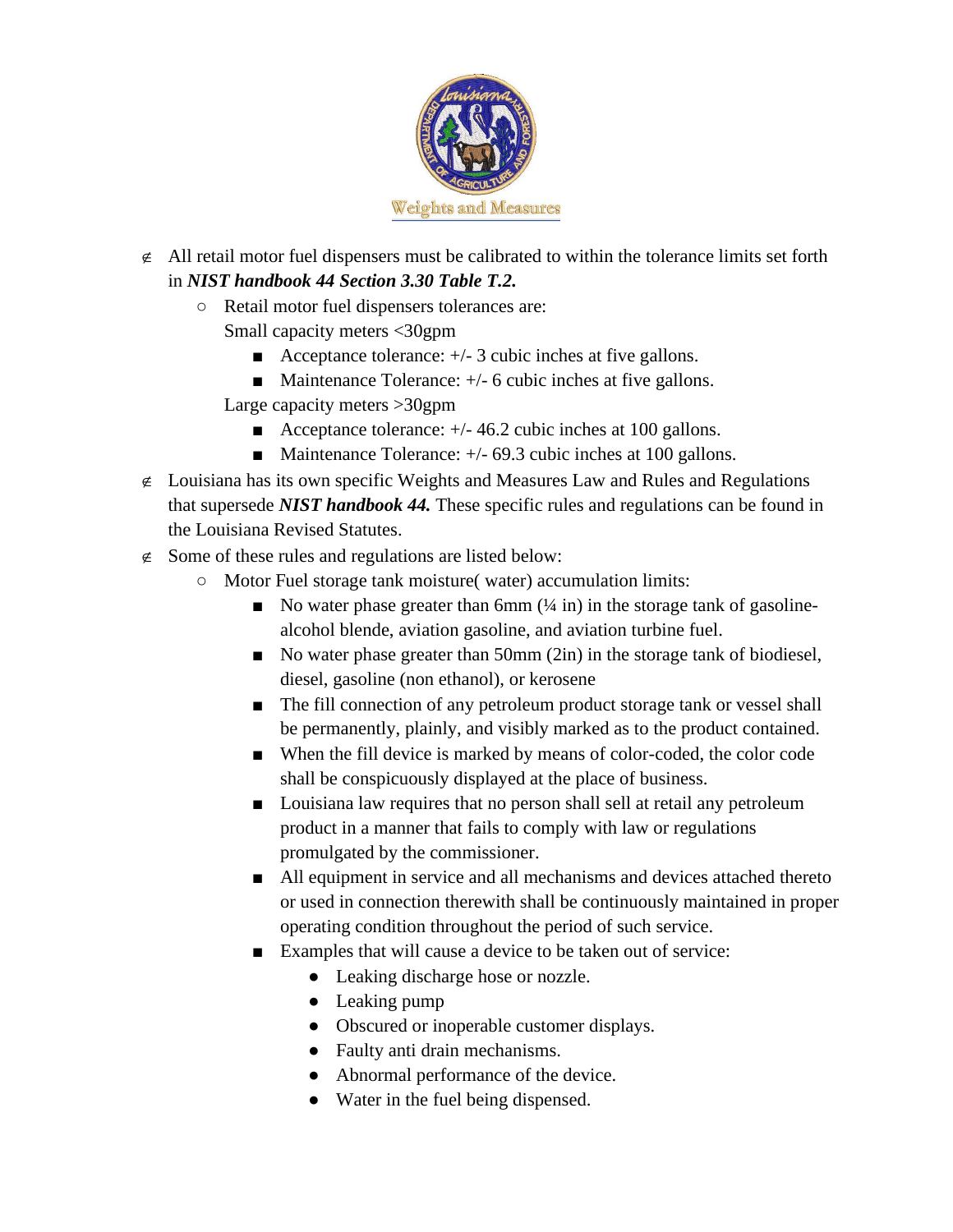Weights and Measures

- All retail motor fuel dispensers must be calibrated to within the tolerance limits set forth in ***NIST handbook 44 Section 3.30 Table T.2.***
  - Retail motor fuel dispensers tolerances are:
    Small capacity meters <30gpm
    - Acceptance tolerance: +/- 3 cubic inches at five gallons.
    - Maintenance Tolerance: +/- 6 cubic inches at five gallons.

    Large capacity meters >30gpm
    - Acceptance tolerance: +/- 46.2 cubic inches at 100 gallons.
    - Maintenance Tolerance: +/- 69.3 cubic inches at 100 gallons.
- Louisiana has its own specific Weights and Measures Law and Rules and Regulations that supersede ***NIST handbook 44.*** These specific rules and regulations can be found in the Louisiana Revised Statutes.
- Some of these rules and regulations are listed below:
  - Motor Fuel storage tank moisture( water) accumulation limits:
    - No water phase greater than 6mm (¼ in) in the storage tank of gasoline-alcohol blende, aviation gasoline, and aviation turbine fuel.
    - No water phase greater than 50mm (2in) in the storage tank of biodiesel, diesel, gasoline (non ethanol), or kerosene
    - The fill connection of any petroleum product storage tank or vessel shall be permanently, plainly, and visibly marked as to the product contained.
    - When the fill device is marked by means of color-coded, the color code shall be conspicuously displayed at the place of business.
    - Louisiana law requires that no person shall sell at retail any petroleum product in a manner that fails to comply with law or regulations promulgated by the commissioner.
    - All equipment in service and all mechanisms and devices attached thereto or used in connection therewith shall be continuously maintained in proper operating condition throughout the period of such service.
    - Examples that will cause a device to be taken out of service:
      - Leaking discharge hose or nozzle.
      - Leaking pump
      - Obscured or inoperable customer displays.
      - Faulty anti drain mechanisms.
      - Abnormal performance of the device.
      - Water in the fuel being dispensed.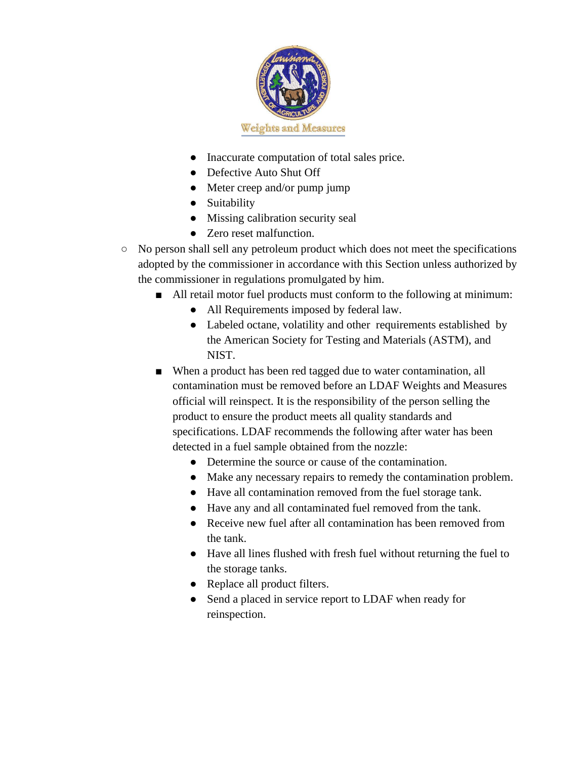- Inaccurate computation of total sales price.
- Defective Auto Shut Off
- Meter creep and/or pump jump
- Suitability
- Missing calibration security seal
- Zero reset malfunction.

- No person shall sell any petroleum product which does not meet the specifications adopted by the commissioner in accordance with this Section unless authorized by the commissioner in regulations promulgated by him.
  - All retail motor fuel products must conform to the following at minimum:
    - All Requirements imposed by federal law.
    - Labeled octane, volatility and other requirements established by the American Society for Testing and Materials (ASTM), and NIST.
  - When a product has been red tagged due to water contamination, all contamination must be removed before an LDAF Weights and Measures official will reinspect. It is the responsibility of the person selling the product to ensure the product meets all quality standards and specifications. LDAF recommends the following after water has been detected in a fuel sample obtained from the nozzle:
    - Determine the source or cause of the contamination.
    - Make any necessary repairs to remedy the contamination problem.
    - Have all contamination removed from the fuel storage tank.
    - Have any and all contaminated fuel removed from the tank.
    - Receive new fuel after all contamination has been removed from the tank.
    - Have all lines flushed with fresh fuel without returning the fuel to the storage tanks.
    - Replace all product filters.
    - Send a placed in service report to LDAF when ready for reinspection.